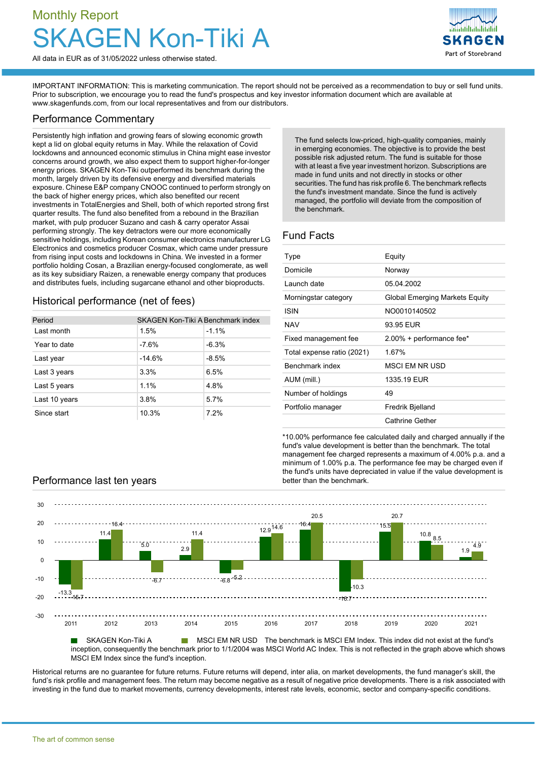# Monthly Report

# SKAGEN Kon-Tiki A

All data in EUR as of 31/05/2022 unless otherwise stated.

IMPORTANT INFORMATION: This is marketing communication. The report should not be perceived as a recommendation to buy or sell fund units. Prior to subscription, we encourage you to read the fund's prospectus and key investor information document which are available at www.skagenfunds.com, from our local representatives and from our distributors.

## Performance Commentary

Persistently high inflation and growing fears of slowing economic growth kept a lid on global equity returns in May. While the relaxation of Covid lockdowns and announced economic stimulus in China might ease investor concerns around growth, we also expect them to support higher-for-longer energy prices. SKAGEN Kon-Tiki outperformed its benchmark during the month, largely driven by its defensive energy and diversified materials exposure. Chinese E&P company CNOOC continued to perform strongly on the back of higher energy prices, which also benefited our recent investments in TotalEnergies and Shell, both of which reported strong first quarter results. The fund also benefited from a rebound in the Brazilian market, with pulp producer Suzano and cash & carry operator Assai performing strongly. The key detractors were our more economically sensitive holdings, including Korean consumer electronics manufacturer LG Electronics and cosmetics producer Cosmax, which came under pressure from rising input costs and lockdowns in China. We invested in a former portfolio holding Cosan, a Brazilian energy-focused conglomerate, as well as its key subsidiary Raizen, a renewable energy company that produces and distributes fuels, including sugarcane ethanol and other bioproducts.

The fund selects low-priced, high-quality companies, mainly in emerging economies. The objective is to provide the best possible risk adjusted return. The fund is suitable for those with at least a five year investment horizon. Subscriptions are made in fund units and not directly in stocks or other securities. The fund has risk profile 6. The benchmark reflects the fund's investment mandate. Since the fund is actively managed, the portfolio will deviate from the composition of the benchmark.

## Historical performance (net of fees)

| Period | SKAGEN Kon-Tiki A | Benchmark index |
|---|---|---|
| Last month | 1.5% | -1.1% |
| Year to date | -7.6% | -6.3% |
| Last year | -14.6% | -8.5% |
| Last 3 years | 3.3% | 6.5% |
| Last 5 years | 1.1% | 4.8% |
| Last 10 years | 3.8% | 5.7% |
| Since start | 10.3% | 7.2% |

## Fund Facts

| | |
|---|---|
| Type | Equity |
| Domicile | Norway |
| Launch date | 05.04.2002 |
| Morningstar category | Global Emerging Markets Equity |
| ISIN | NO0010140502 |
| NAV | 93.95 EUR |
| Fixed management fee | 2.00% + performance fee* |
| Total expense ratio (2021) | 1.67% |
| Benchmark index | MSCI EM NR USD |
| AUM (mill.) | 1335.19 EUR |
| Number of holdings | 49 |
| Portfolio manager | Fredrik Bjelland |
| | Cathrine Gether |

*10.00% performance fee calculated daily and charged annually if the fund's value development is better than the benchmark. The total management fee charged represents a maximum of 4.00% p.a. and a minimum of 1.00% p.a. The performance fee may be charged even if the fund's units have depreciated in value if the value development is better than the benchmark.

## Performance last ten years

| Year | SKAGEN Kon-Tiki A | MSCI EM NR USD |
|---|---|---|
| 2011 | -13.3 | -15.7 |
| 2012 | 11.4 | 16.4 |
| 2013 | 5.0 | -6.7 |
| 2014 | 2.9 | 11.4 |
| 2015 | -6.8 | -5.2 |
| 2016 | 12.9 | 14.6 |
| 2017 | 16.4 | 20.5 |
| 2018 | -16.7 | -10.3 |
| 2019 | 15.5 | 20.7 |
| 2020 | 10.8 | 8.5 |
| 2021 | 1.9 | 4.9 |

SKAGEN Kon-Tiki A ■ MSCI EM NR USD The benchmark is MSCI EM Index. This index did not exist at the fund's inception, consequently the benchmark prior to 1/1/2004 was MSCI World AC Index. This is not reflected in the graph above which shows MSCI EM Index since the fund's inception.

Historical returns are no guarantee for future returns. Future returns will depend, inter alia, on market developments, the fund manager's skill, the fund's risk profile and management fees. The return may become negative as a result of negative price developments. There is a risk associated with investing in the fund due to market movements, currency developments, interest rate levels, economic, sector and company-specific conditions.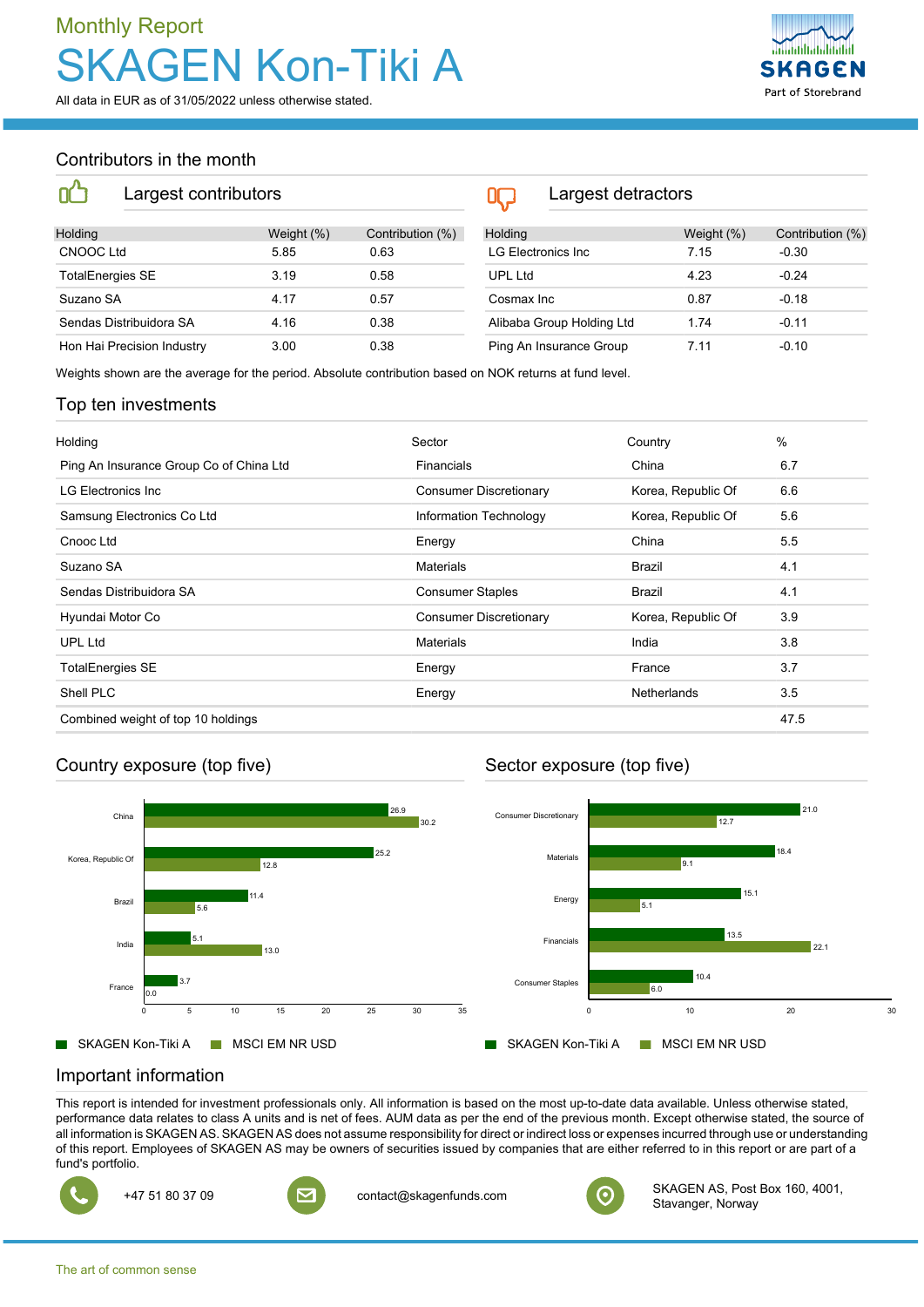Monthly Report

# SKAGEN Kon-Tiki A

All data in EUR as of 31/05/2022 unless otherwise stated.

## Contributors in the month

### Largest contributors

| Holding | Weight (%) | Contribution (%) |
|---|---|---|
| CNOOC Ltd | 5.85 | 0.63 |
| TotalEnergies SE | 3.19 | 0.58 |
| Suzano SA | 4.17 | 0.57 |
| Sendas Distribuidora SA | 4.16 | 0.38 |
| Hon Hai Precision Industry | 3.00 | 0.38 |

### Largest detractors

| Holding | Weight (%) | Contribution (%) |
|---|---|---|
| LG Electronics Inc | 7.15 | -0.30 |
| UPL Ltd | 4.23 | -0.24 |
| Cosmax Inc | 0.87 | -0.18 |
| Alibaba Group Holding Ltd | 1.74 | -0.11 |
| Ping An Insurance Group | 7.11 | -0.10 |

Weights shown are the average for the period. Absolute contribution based on NOK returns at fund level.

## Top ten investments

| Holding | Sector | Country | % |
|---|---|---|---|
| Ping An Insurance Group Co of China Ltd | Financials | China | 6.7 |
| LG Electronics Inc | Consumer Discretionary | Korea, Republic Of | 6.6 |
| Samsung Electronics Co Ltd | Information Technology | Korea, Republic Of | 5.6 |
| Cnooc Ltd | Energy | China | 5.5 |
| Suzano SA | Materials | Brazil | 4.1 |
| Sendas Distribuidora SA | Consumer Staples | Brazil | 4.1 |
| Hyundai Motor Co | Consumer Discretionary | Korea, Republic Of | 3.9 |
| UPL Ltd | Materials | India | 3.8 |
| TotalEnergies SE | Energy | France | 3.7 |
| Shell PLC | Energy | Netherlands | 3.5 |
| Combined weight of top 10 holdings | | | 47.5 |

## Country exposure (top five)

China 26.9 30.2
Korea, Republic Of 25.2 12.8
Brazil 11.4 5.6
India 5.1 13.0
France 3.7 0.0

0 5 10 15 20 25 30 35

SKAGEN Kon-Tiki A   MSCI EM NR USD

## Sector exposure (top five)

Consumer Discretionary 21.0 12.7
Materials 18.4 9.1
Energy 15.1 5.1
Financials 13.5 22.1
Consumer Staples 10.4 6.0

0 10 20 30

SKAGEN Kon-Tiki A   MSCI EM NR USD

## Important information

This report is intended for investment professionals only. All information is based on the most up-to-date data available. Unless otherwise stated, performance data relates to class A units and is net of fees. AUM data as per the end of the previous month. Except otherwise stated, the source of all information is SKAGEN AS. SKAGEN AS does not assume responsibility for direct or indirect loss or expenses incurred through use or understanding of this report. Employees of SKAGEN AS may be owners of securities issued by companies that are either referred to in this report or are part of a fund's portfolio.

+47 51 80 37 09

contact@skagenfunds.com

SKAGEN AS, Post Box 160, 4001, Stavanger, Norway

The art of common sense